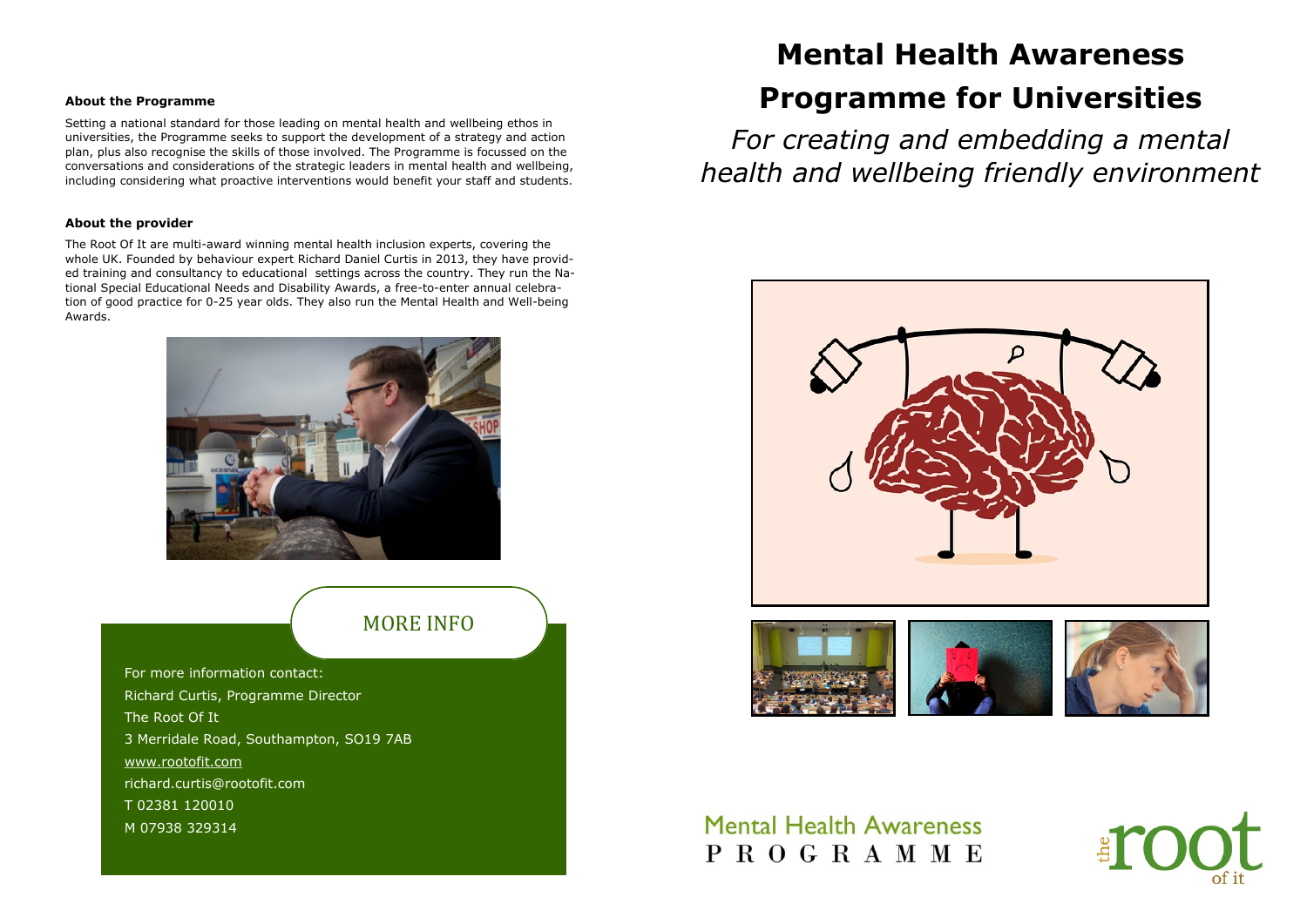# Mental Health Awareness Programme for Universities

*For creating and embedding a mental health and wellbeing friendly environment*

**About the Programme**

Setting a national standard for those leading on mental health and wellbeing ethos in universities, the Programme seeks to support the development of a strategy and action plan, plus also recognise the skills of those involved. The Programme is focussed on the conversations and considerations of the strategic leaders in mental health and wellbeing, including considering what proactive interventions would benefit your staff and students.

**About the provider**

The Root Of It are multi-award winning mental health inclusion experts, covering the whole UK. Founded by behaviour expert Richard Daniel Curtis in 2013, they have provided training and consultancy to educational settings across the country. They run the National Special Educational Needs and Disability Awards, a free-to-enter annual celebration of good practice for 0-25 year olds. They also run the Mental Health and Well-being Awards.

## MORE INFO

For more information contact:

Richard Curtis, Programme Director

The Root Of It

3 Merridale Road, Southampton, SO19 7AB

www.rootofit.com

richard.curtis@rootofit.com

T 02381 120010

M 07938 329314

Mental Health Awareness PROGRAMME

the root of it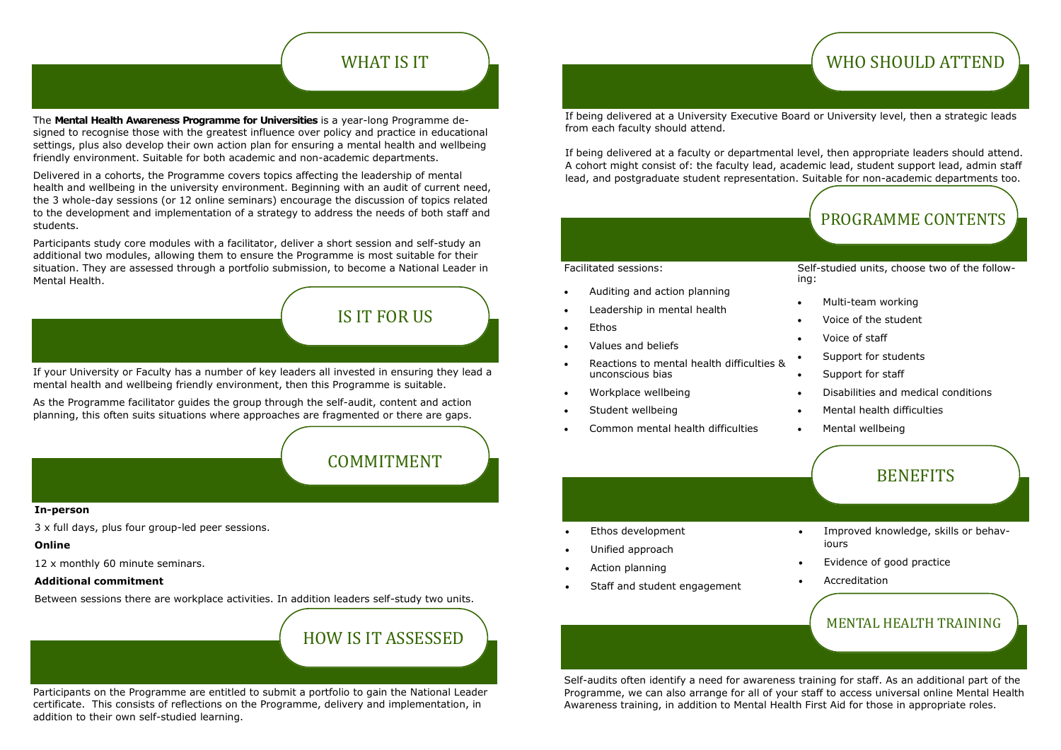## WHAT IS IT

The **Mental Health Awareness Programme for Universities** is a year-long Programme designed to recognise those with the greatest influence over policy and practice in educational settings, plus also develop their own action plan for ensuring a mental health and wellbeing friendly environment. Suitable for both academic and non-academic departments.

Delivered in a cohorts, the Programme covers topics affecting the leadership of mental health and wellbeing in the university environment. Beginning with an audit of current need, the 3 whole-day sessions (or 12 online seminars) encourage the discussion of topics related to the development and implementation of a strategy to address the needs of both staff and students.

Participants study core modules with a facilitator, deliver a short session and self-study an additional two modules, allowing them to ensure the Programme is most suitable for their situation. They are assessed through a portfolio submission, to become a National Leader in Mental Health.

## IS IT FOR US

If your University or Faculty has a number of key leaders all invested in ensuring they lead a mental health and wellbeing friendly environment, then this Programme is suitable.

As the Programme facilitator guides the group through the self-audit, content and action planning, this often suits situations where approaches are fragmented or there are gaps.

## COMMITMENT

**In-person**

3 x full days, plus four group-led peer sessions.

**Online**

12 x monthly 60 minute seminars.

**Additional commitment**

Between sessions there are workplace activities. In addition leaders self-study two units.

## HOW IS IT ASSESSED

Participants on the Programme are entitled to submit a portfolio to gain the National Leader certificate. This consists of reflections on the Programme, delivery and implementation, in addition to their own self-studied learning.

## WHO SHOULD ATTEND

If being delivered at a University Executive Board or University level, then a strategic leads from each faculty should attend.

If being delivered at a faculty or departmental level, then appropriate leaders should attend. A cohort might consist of: the faculty lead, academic lead, student support lead, admin staff lead, and postgraduate student representation. Suitable for non-academic departments too.

## PROGRAMME CONTENTS

Facilitated sessions:

- Auditing and action planning
- Leadership in mental health
- Ethos
- Values and beliefs
- Reactions to mental health difficulties & unconscious bias
- Workplace wellbeing
- Student wellbeing
- Common mental health difficulties

Self-studied units, choose two of the following:

- Multi-team working
- Voice of the student
- Voice of staff
- Support for students
- Support for staff
- Disabilities and medical conditions
- Mental health difficulties
- Mental wellbeing

## BENEFITS

- Ethos development
- Unified approach
- Action planning
- Staff and student engagement
- Improved knowledge, skills or behaviours
- Evidence of good practice
- Accreditation

## MENTAL HEALTH TRAINING

Self-audits often identify a need for awareness training for staff. As an additional part of the Programme, we can also arrange for all of your staff to access universal online Mental Health Awareness training, in addition to Mental Health First Aid for those in appropriate roles.